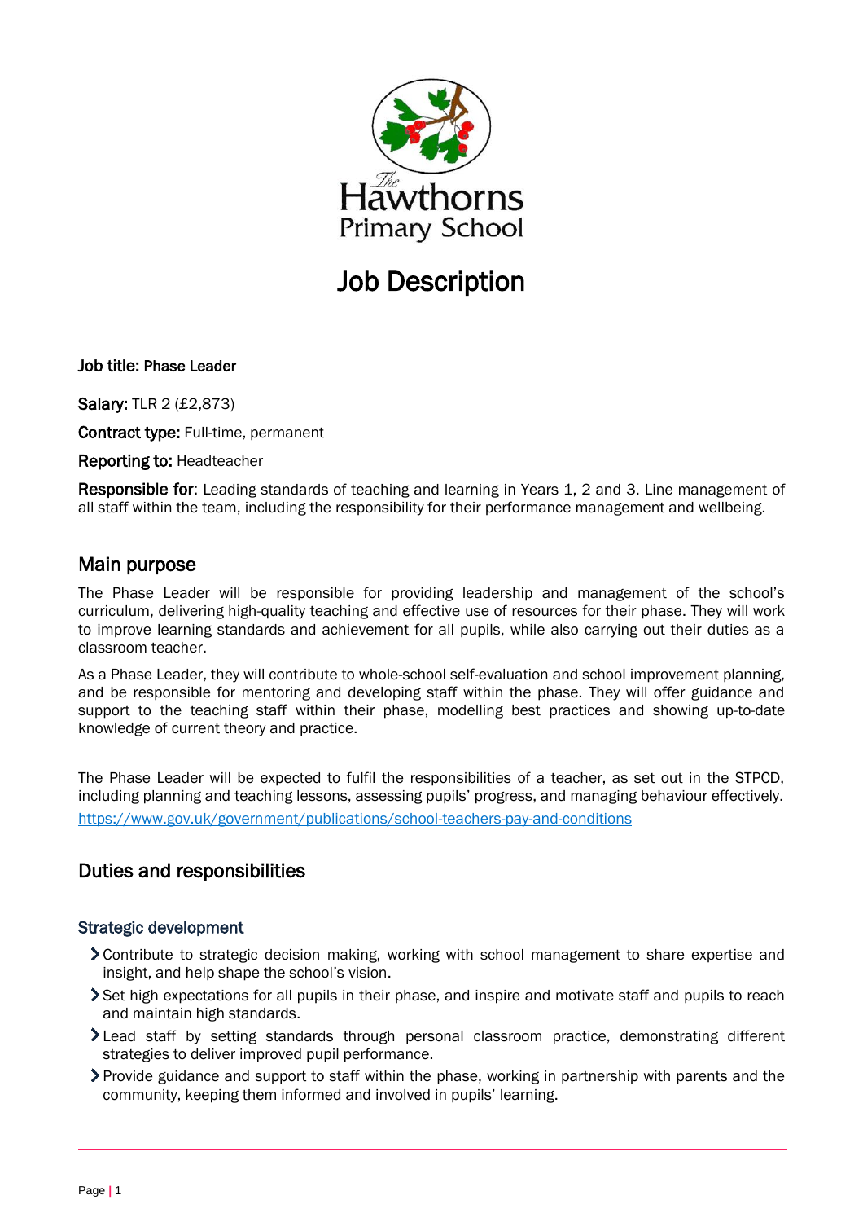The Hawthorns Primary School

# Job Description

**Job title:** Phase Leader

**Salary:** TLR 2 (£2,873)

**Contract type:** Full-time, permanent

**Reporting to:** Headteacher

**Responsible for:** Leading standards of teaching and learning in Years 1, 2 and 3. Line management of all staff within the team, including the responsibility for their performance management and wellbeing.

## Main purpose

The Phase Leader will be responsible for providing leadership and management of the school's curriculum, delivering high-quality teaching and effective use of resources for their phase. They will work to improve learning standards and achievement for all pupils, while also carrying out their duties as a classroom teacher.

As a Phase Leader, they will contribute to whole-school self-evaluation and school improvement planning, and be responsible for mentoring and developing staff within the phase. They will offer guidance and support to the teaching staff within their phase, modelling best practices and showing up-to-date knowledge of current theory and practice.

The Phase Leader will be expected to fulfil the responsibilities of a teacher, as set out in the STPCD, including planning and teaching lessons, assessing pupils' progress, and managing behaviour effectively. https://www.gov.uk/government/publications/school-teachers-pay-and-conditions

## Duties and responsibilities

### Strategic development

- Contribute to strategic decision making, working with school management to share expertise and insight, and help shape the school's vision.
- Set high expectations for all pupils in their phase, and inspire and motivate staff and pupils to reach and maintain high standards.
- Lead staff by setting standards through personal classroom practice, demonstrating different strategies to deliver improved pupil performance.
- Provide guidance and support to staff within the phase, working in partnership with parents and the community, keeping them informed and involved in pupils' learning.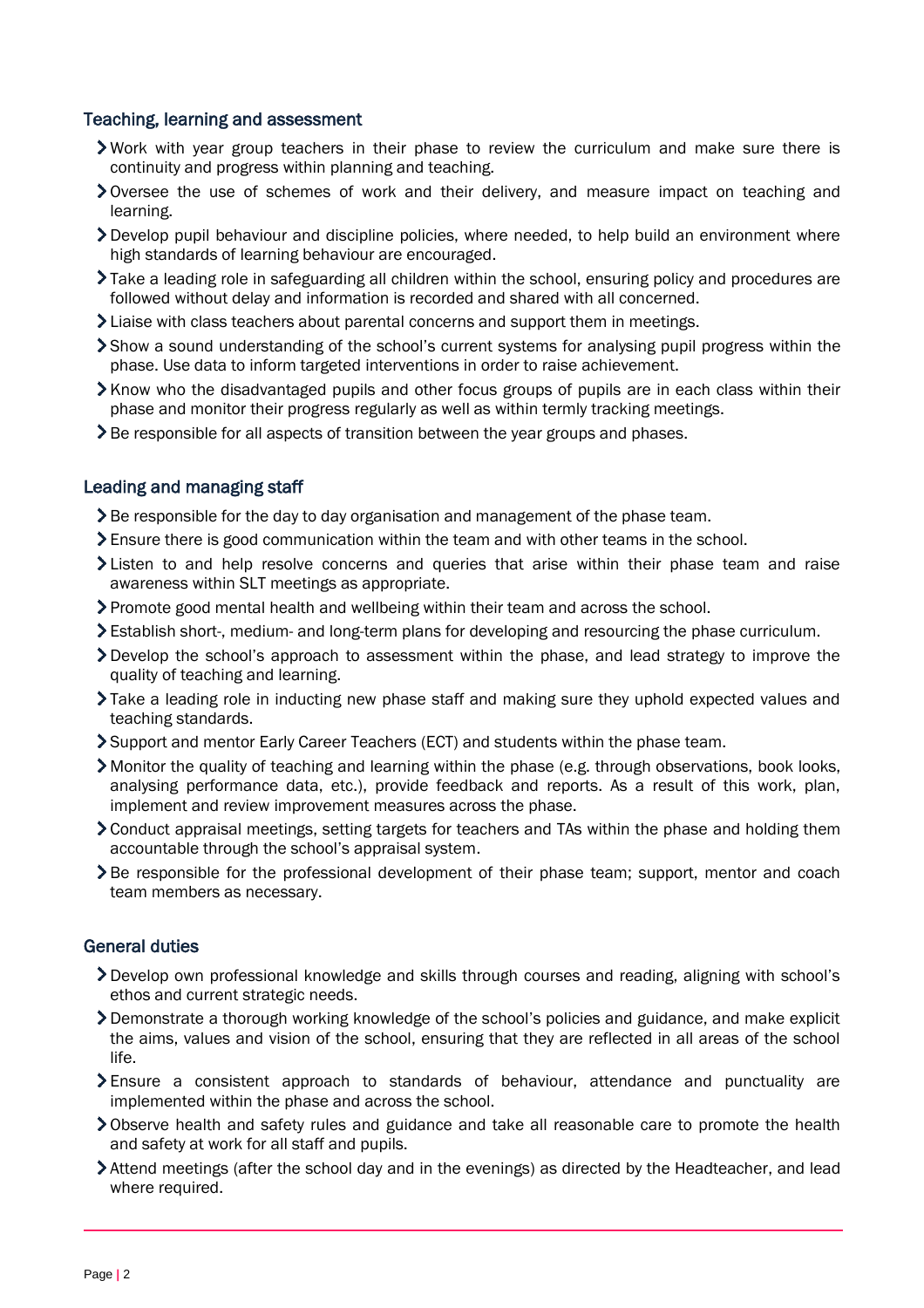### Teaching, learning and assessment

- Work with year group teachers in their phase to review the curriculum and make sure there is continuity and progress within planning and teaching.
- Oversee the use of schemes of work and their delivery, and measure impact on teaching and learning.
- Develop pupil behaviour and discipline policies, where needed, to help build an environment where high standards of learning behaviour are encouraged.
- Take a leading role in safeguarding all children within the school, ensuring policy and procedures are followed without delay and information is recorded and shared with all concerned.
- Liaise with class teachers about parental concerns and support them in meetings.
- Show a sound understanding of the school's current systems for analysing pupil progress within the phase. Use data to inform targeted interventions in order to raise achievement.
- Know who the disadvantaged pupils and other focus groups of pupils are in each class within their phase and monitor their progress regularly as well as within termly tracking meetings.
- Be responsible for all aspects of transition between the year groups and phases.

### Leading and managing staff

- Be responsible for the day to day organisation and management of the phase team.
- Ensure there is good communication within the team and with other teams in the school.
- Listen to and help resolve concerns and queries that arise within their phase team and raise awareness within SLT meetings as appropriate.
- Promote good mental health and wellbeing within their team and across the school.
- Establish short-, medium- and long-term plans for developing and resourcing the phase curriculum.
- Develop the school's approach to assessment within the phase, and lead strategy to improve the quality of teaching and learning.
- Take a leading role in inducting new phase staff and making sure they uphold expected values and teaching standards.
- Support and mentor Early Career Teachers (ECT) and students within the phase team.
- Monitor the quality of teaching and learning within the phase (e.g. through observations, book looks, analysing performance data, etc.), provide feedback and reports. As a result of this work, plan, implement and review improvement measures across the phase.
- Conduct appraisal meetings, setting targets for teachers and TAs within the phase and holding them accountable through the school's appraisal system.
- Be responsible for the professional development of their phase team; support, mentor and coach team members as necessary.

### General duties

- Develop own professional knowledge and skills through courses and reading, aligning with school's ethos and current strategic needs.
- Demonstrate a thorough working knowledge of the school's policies and guidance, and make explicit the aims, values and vision of the school, ensuring that they are reflected in all areas of the school life.
- Ensure a consistent approach to standards of behaviour, attendance and punctuality are implemented within the phase and across the school.
- Observe health and safety rules and guidance and take all reasonable care to promote the health and safety at work for all staff and pupils.
- Attend meetings (after the school day and in the evenings) as directed by the Headteacher, and lead where required.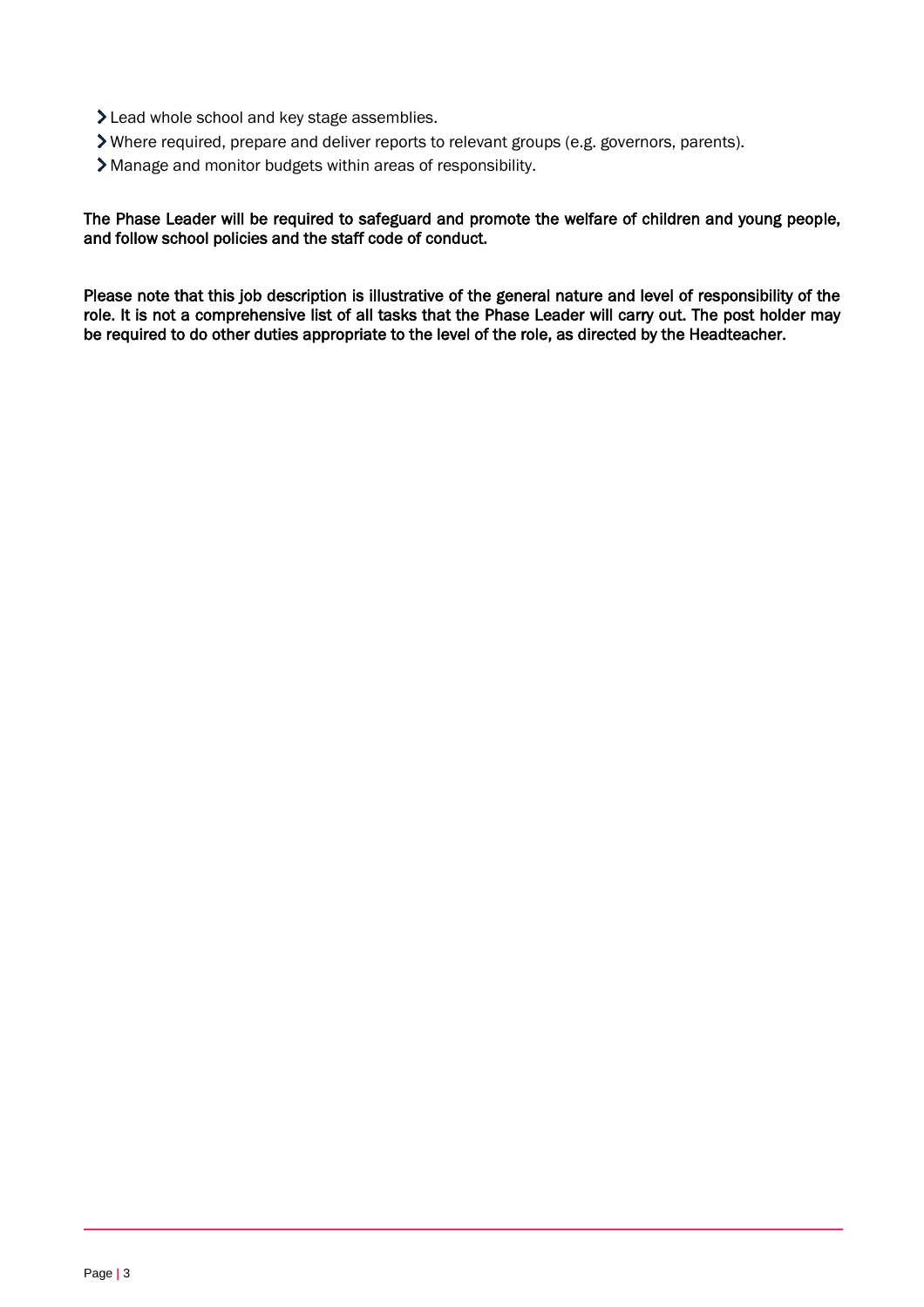- Lead whole school and key stage assemblies.
- Where required, prepare and deliver reports to relevant groups (e.g. governors, parents).
- Manage and monitor budgets within areas of responsibility.

**The Phase Leader will be required to safeguard and promote the welfare of children and young people, and follow school policies and the staff code of conduct.**

**Please note that this job description is illustrative of the general nature and level of responsibility of the role. It is not a comprehensive list of all tasks that the Phase Leader will carry out. The post holder may be required to do other duties appropriate to the level of the role, as directed by the Headteacher.**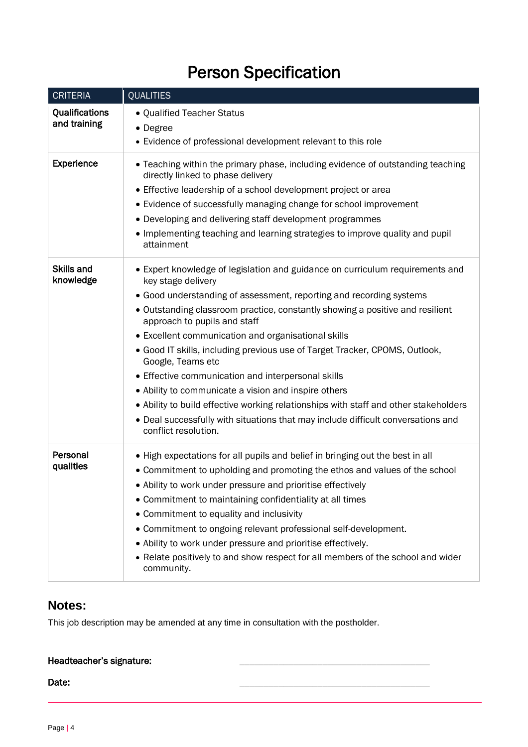# Person Specification

| CRITERIA | QUALITIES |
|---|---|
| **Qualifications and training** | • Qualified Teacher Status<br>• Degree<br>• Evidence of professional development relevant to this role |
| **Experience** | • Teaching within the primary phase, including evidence of outstanding teaching directly linked to phase delivery<br>• Effective leadership of a school development project or area<br>• Evidence of successfully managing change for school improvement<br>• Developing and delivering staff development programmes<br>• Implementing teaching and learning strategies to improve quality and pupil attainment |
| **Skills and knowledge** | • Expert knowledge of legislation and guidance on curriculum requirements and key stage delivery<br>• Good understanding of assessment, reporting and recording systems<br>• Outstanding classroom practice, constantly showing a positive and resilient approach to pupils and staff<br>• Excellent communication and organisational skills<br>• Good IT skills, including previous use of Target Tracker, CPOMS, Outlook, Google, Teams etc<br>• Effective communication and interpersonal skills<br>• Ability to communicate a vision and inspire others<br>• Ability to build effective working relationships with staff and other stakeholders<br>• Deal successfully with situations that may include difficult conversations and conflict resolution. |
| **Personal qualities** | • High expectations for all pupils and belief in bringing out the best in all<br>• Commitment to upholding and promoting the ethos and values of the school<br>• Ability to work under pressure and prioritise effectively<br>• Commitment to maintaining confidentiality at all times<br>• Commitment to equality and inclusivity<br>• Commitment to ongoing relevant professional self-development.<br>• Ability to work under pressure and prioritise effectively.<br>• Relate positively to and show respect for all members of the school and wider community. |

## Notes:

This job description may be amended at any time in consultation with the postholder.

**Headteacher's signature:** ______________________________

**Date:** ______________________________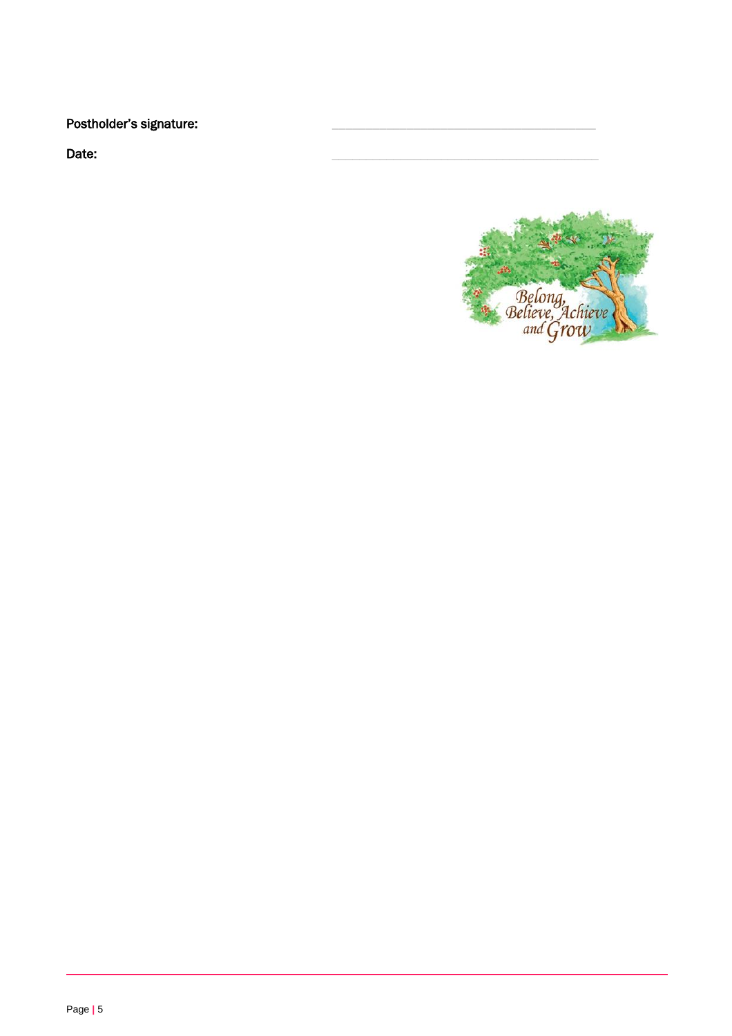**Postholder's signature:** \_\_\_\_\_\_\_\_\_\_\_\_\_\_\_\_\_\_\_\_\_\_\_\_\_\_\_\_\_\_\_\_\_\_\_\_\_\_

**Date:** \_\_\_\_\_\_\_\_\_\_\_\_\_\_\_\_\_\_\_\_\_\_\_\_\_\_\_\_\_\_\_\_\_\_\_\_\_\_